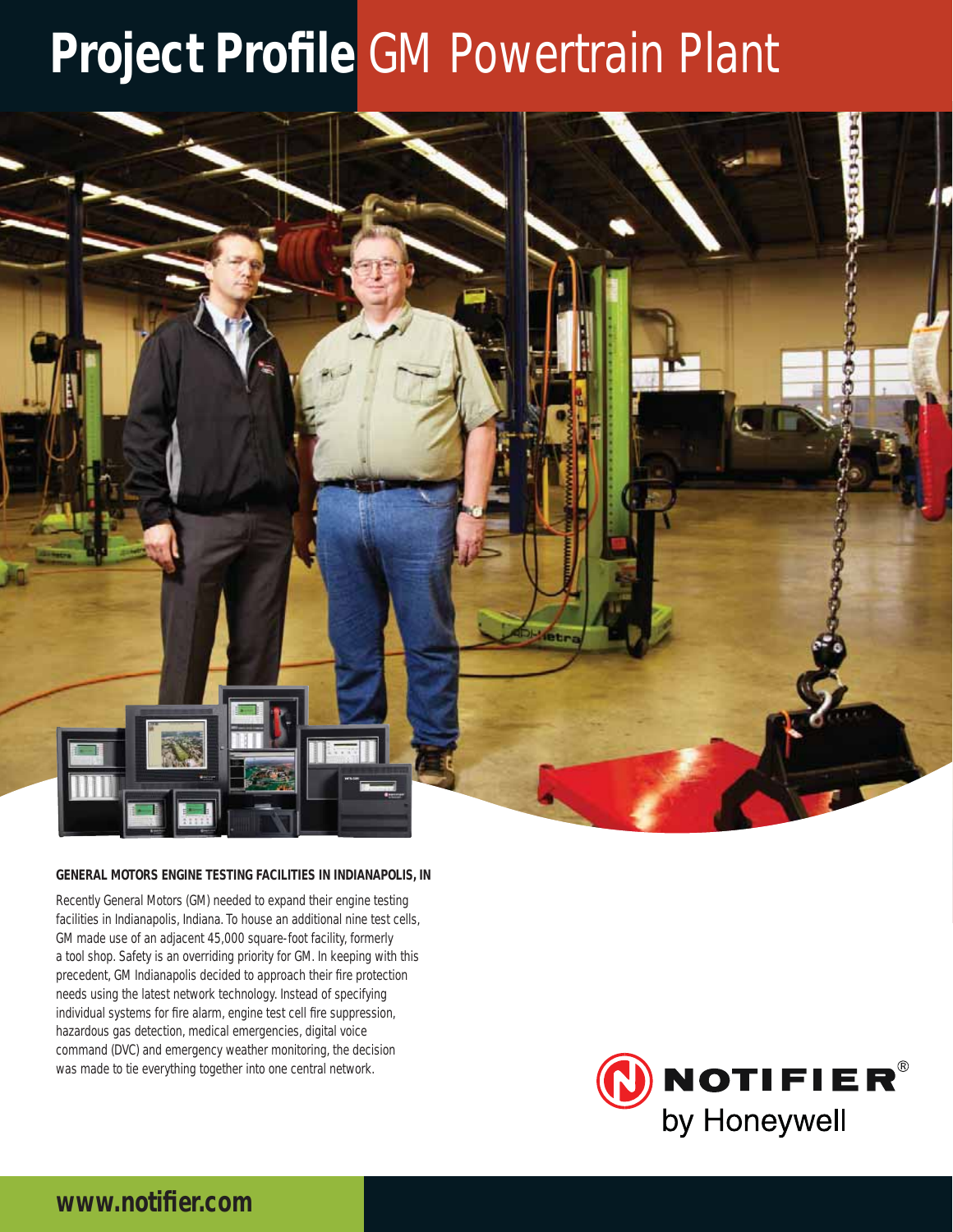# Project Profile GM Powertrain Plant

**GENERAL MOTORS ENGINE TESTING FACILITIES IN INDIANAPOLIS, IN**

Recently General Motors (GM) needed to expand their engine testing facilities in Indianapolis, Indiana. To house an additional nine test cells, GM made use of an adjacent 45,000 square-foot facility, formerly a tool shop. Safety is an overriding priority for GM. In keeping with this precedent, GM Indianapolis decided to approach their fire protection needs using the latest network technology. Instead of specifying individual systems for fire alarm, engine test cell fire suppression, hazardous gas detection, medical emergencies, digital voice command (DVC) and emergency weather monitoring, the decision was made to tie everything together into one central network.

NOTIFIER® by Honeywell

**www.notifier.com**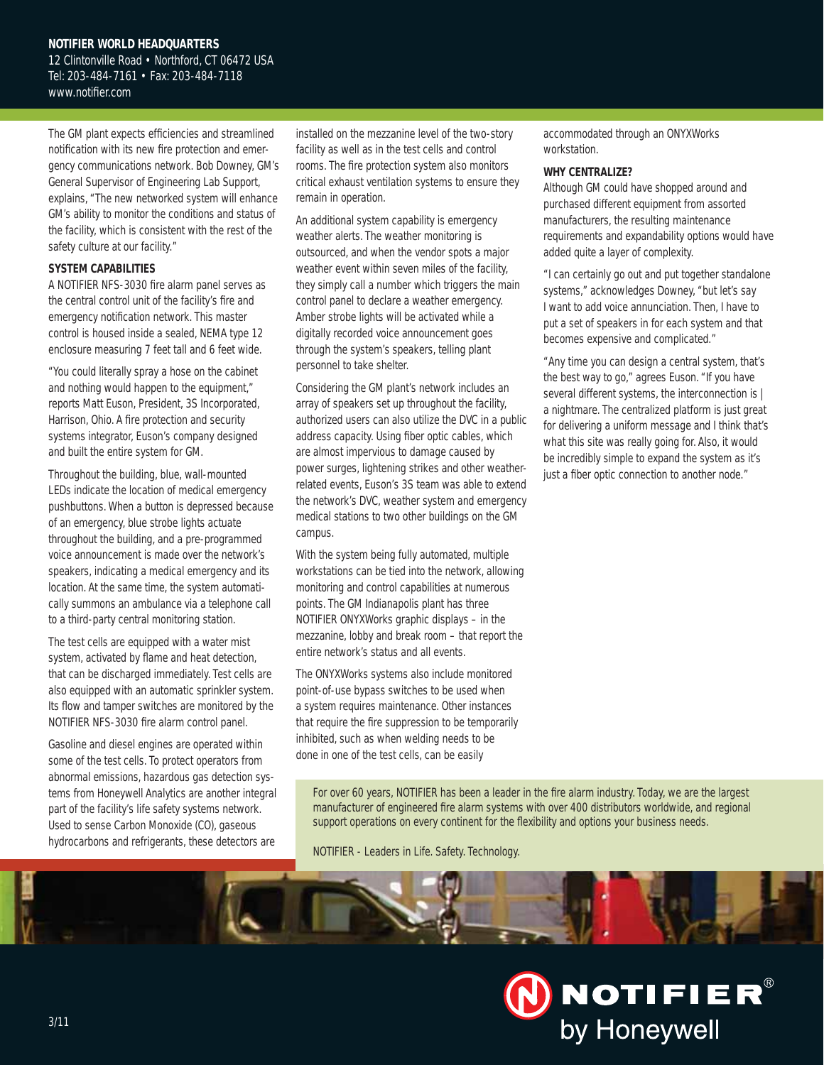**NOTIFIER WORLD HEADQUARTERS**
12 Clintonville Road • Northford, CT 06472 USA
Tel: 203-484-7161 • Fax: 203-484-7118
www.notifier.com

The GM plant expects efficiencies and streamlined notification with its new fire protection and emergency communications network. Bob Downey, GM's General Supervisor of Engineering Lab Support, explains, "The new networked system will enhance GM's ability to monitor the conditions and status of the facility, which is consistent with the rest of the safety culture at our facility."

### SYSTEM CAPABILITIES

A NOTIFIER NFS-3030 fire alarm panel serves as the central control unit of the facility's fire and emergency notification network. This master control is housed inside a sealed, NEMA type 12 enclosure measuring 7 feet tall and 6 feet wide.

"You could literally spray a hose on the cabinet and nothing would happen to the equipment," reports Matt Euson, President, 3S Incorporated, Harrison, Ohio. A fire protection and security systems integrator, Euson's company designed and built the entire system for GM.

Throughout the building, blue, wall-mounted LEDs indicate the location of medical emergency pushbuttons. When a button is depressed because of an emergency, blue strobe lights actuate throughout the building, and a pre-programmed voice announcement is made over the network's speakers, indicating a medical emergency and its location. At the same time, the system automatically summons an ambulance via a telephone call to a third-party central monitoring station.

The test cells are equipped with a water mist system, activated by flame and heat detection, that can be discharged immediately. Test cells are also equipped with an automatic sprinkler system. Its flow and tamper switches are monitored by the NOTIFIER NFS-3030 fire alarm control panel.

Gasoline and diesel engines are operated within some of the test cells. To protect operators from abnormal emissions, hazardous gas detection systems from Honeywell Analytics are another integral part of the facility's life safety systems network. Used to sense Carbon Monoxide (CO), gaseous hydrocarbons and refrigerants, these detectors are installed on the mezzanine level of the two-story facility as well as in the test cells and control rooms. The fire protection system also monitors critical exhaust ventilation systems to ensure they remain in operation.

An additional system capability is emergency weather alerts. The weather monitoring is outsourced, and when the vendor spots a major weather event within seven miles of the facility, they simply call a number which triggers the main control panel to declare a weather emergency. Amber strobe lights will be activated while a digitally recorded voice announcement goes through the system's speakers, telling plant personnel to take shelter.

Considering the GM plant's network includes an array of speakers set up throughout the facility, authorized users can also utilize the DVC in a public address capacity. Using fiber optic cables, which are almost impervious to damage caused by power surges, lightening strikes and other weather-related events, Euson's 3S team was able to extend the network's DVC, weather system and emergency medical stations to two other buildings on the GM campus.

With the system being fully automated, multiple workstations can be tied into the network, allowing monitoring and control capabilities at numerous points. The GM Indianapolis plant has three NOTIFIER ONYXWorks graphic displays – in the mezzanine, lobby and break room – that report the entire network's status and all events.

The ONYXWorks systems also include monitored point-of-use bypass switches to be used when a system requires maintenance. Other instances that require the fire suppression to be temporarily inhibited, such as when welding needs to be done in one of the test cells, can be easily accommodated through an ONYXWorks workstation.

### WHY CENTRALIZE?

Although GM could have shopped around and purchased different equipment from assorted manufacturers, the resulting maintenance requirements and expandability options would have added quite a layer of complexity.

"I can certainly go out and put together standalone systems," acknowledges Downey, "but let's say I want to add voice annunciation. Then, I have to put a set of speakers in for each system and that becomes expensive and complicated."

"Any time you can design a central system, that's the best way to go," agrees Euson. "If you have several different systems, the interconnection is | a nightmare. The centralized platform is just great for delivering a uniform message and I think that's what this site was really going for. Also, it would be incredibly simple to expand the system as it's just a fiber optic connection to another node."

For over 60 years, NOTIFIER has been a leader in the fire alarm industry. Today, we are the largest manufacturer of engineered fire alarm systems with over 400 distributors worldwide, and regional support operations on every continent for the flexibility and options your business needs.

NOTIFIER - Leaders in Life. Safety. Technology.

NOTIFIER® by Honeywell

3/11